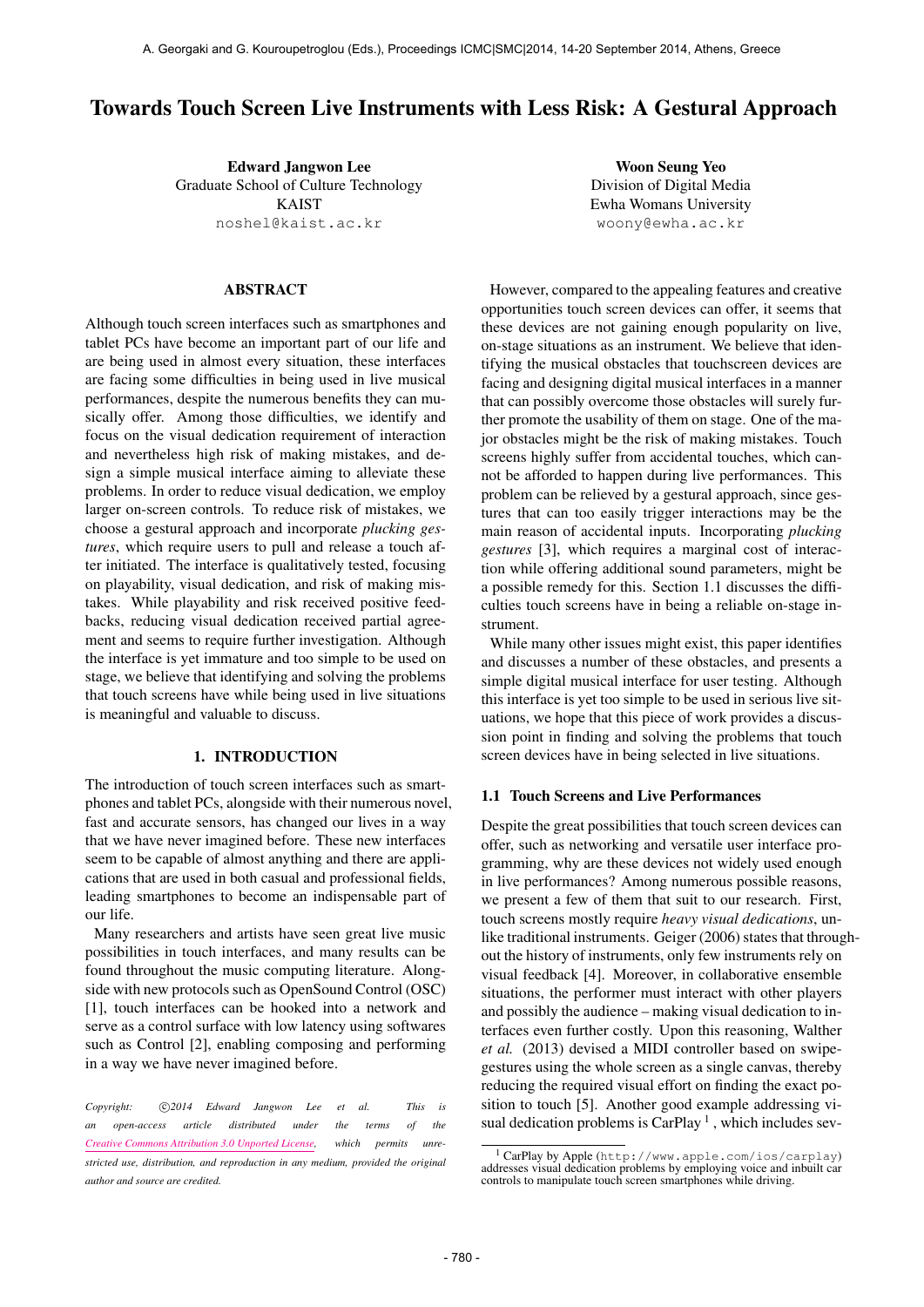# Towards Touch Screen Live Instruments with Less Risk: A Gestural Approach

**Edward Jangwon Lee**
Graduate School of Culture Technology
KAIST
noshel@kaist.ac.kr

**Woon Seung Yeo**
Division of Digital Media
Ewha Womans University
woony@ewha.ac.kr

## ABSTRACT

Although touch screen interfaces such as smartphones and tablet PCs have become an important part of our life and are being used in almost every situation, these interfaces are facing some difficulties in being used in live musical performances, despite the numerous benefits they can musically offer. Among those difficulties, we identify and focus on the visual dedication requirement of interaction and nevertheless high risk of making mistakes, and design a simple musical interface aiming to alleviate these problems. In order to reduce visual dedication, we employ larger on-screen controls. To reduce risk of mistakes, we choose a gestural approach and incorporate *plucking gestures*, which require users to pull and release a touch after initiated. The interface is qualitatively tested, focusing on playability, visual dedication, and risk of making mistakes. While playability and risk received positive feedbacks, reducing visual dedication received partial agreement and seems to require further investigation. Although the interface is yet immature and too simple to be used on stage, we believe that identifying and solving the problems that touch screens have while being used in live situations is meaningful and valuable to discuss.

## 1. INTRODUCTION

The introduction of touch screen interfaces such as smartphones and tablet PCs, alongside with their numerous novel, fast and accurate sensors, has changed our lives in a way that we have never imagined before. These new interfaces seem to be capable of almost anything and there are applications that are used in both casual and professional fields, leading smartphones to become an indispensable part of our life.

Many researchers and artists have seen great live music possibilities in touch interfaces, and many results can be found throughout the music computing literature. Alongside with new protocols such as OpenSound Control (OSC) [1], touch interfaces can be hooked into a network and serve as a control surface with low latency using softwares such as Control [2], enabling composing and performing in a way we have never imagined before.

*Copyright: ©2014 Edward Jangwon Lee et al. This is an open-access article distributed under the terms of the Creative Commons Attribution 3.0 Unported License, which permits unrestricted use, distribution, and reproduction in any medium, provided the original author and source are credited.*

However, compared to the appealing features and creative opportunities touch screen devices can offer, it seems that these devices are not gaining enough popularity on live, on-stage situations as an instrument. We believe that identifying the musical obstacles that touchscreen devices are facing and designing digital musical interfaces in a manner that can possibly overcome those obstacles will surely further promote the usability of them on stage. One of the major obstacles might be the risk of making mistakes. Touch screens highly suffer from accidental touches, which cannot be afforded to happen during live performances. This problem can be relieved by a gestural approach, since gestures that can too easily trigger interactions may be the main reason of accidental inputs. Incorporating *plucking gestures* [3], which requires a marginal cost of interaction while offering additional sound parameters, might be a possible remedy for this. Section 1.1 discusses the difficulties touch screens have in being a reliable on-stage instrument.

While many other issues might exist, this paper identifies and discusses a number of these obstacles, and presents a simple digital musical interface for user testing. Although this interface is yet too simple to be used in serious live situations, we hope that this piece of work provides a discussion point in finding and solving the problems that touch screen devices have in being selected in live situations.

### 1.1 Touch Screens and Live Performances

Despite the great possibilities that touch screen devices can offer, such as networking and versatile user interface programming, why are these devices not widely used enough in live performances? Among numerous possible reasons, we present a few of them that suit to our research. First, touch screens mostly require *heavy visual dedications*, unlike traditional instruments. Geiger (2006) states that throughout the history of instruments, only few instruments rely on visual feedback [4]. Moreover, in collaborative ensemble situations, the performer must interact with other players and possibly the audience – making visual dedication to interfaces even further costly. Upon this reasoning, Walther *et al.* (2013) devised a MIDI controller based on swipe-gestures using the whole screen as a single canvas, thereby reducing the required visual effort on finding the exact position to touch [5]. Another good example addressing visual dedication problems is CarPlay [1], which includes sev-

[1] CarPlay by Apple (http://www.apple.com/ios/carplay) addresses visual dedication problems by employing voice and inbuilt car controls to manipulate touch screen smartphones while driving.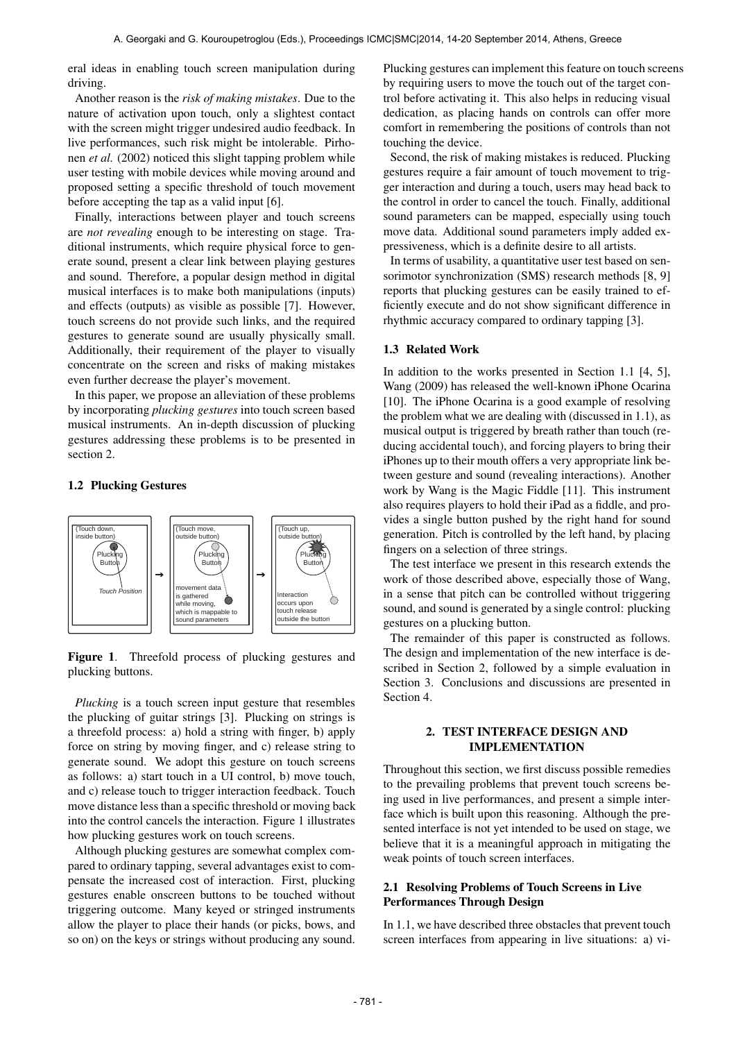eral ideas in enabling touch screen manipulation during driving.

Another reason is the *risk of making mistakes*. Due to the nature of activation upon touch, only a slightest contact with the screen might trigger undesired audio feedback. In live performances, such risk might be intolerable. Pirhonen *et al.* (2002) noticed this slight tapping problem while user testing with mobile devices while moving around and proposed setting a specific threshold of touch movement before accepting the tap as a valid input [6].

Finally, interactions between player and touch screens are *not revealing* enough to be interesting on stage. Traditional instruments, which require physical force to generate sound, present a clear link between playing gestures and sound. Therefore, a popular design method in digital musical interfaces is to make both manipulations (inputs) and effects (outputs) as visible as possible [7]. However, touch screens do not provide such links, and the required gestures to generate sound are usually physically small. Additionally, their requirement of the player to visually concentrate on the screen and risks of making mistakes even further decrease the player's movement.

In this paper, we propose an alleviation of these problems by incorporating *plucking gestures* into touch screen based musical instruments. An in-depth discussion of plucking gestures addressing these problems is to be presented in section 2.

### 1.2 Plucking Gestures

(Touch down, inside button) Plucking Button Touch Position → (Touch move, outside button) Plucking Button movement data is gathered while moving, which is mappable to sound parameters → (Touch up, outside button) Plucking Button Interaction occurs upon touch release outside the button

**Figure 1**. Threefold process of plucking gestures and plucking buttons.

*Plucking* is a touch screen input gesture that resembles the plucking of guitar strings [3]. Plucking on strings is a threefold process: a) hold a string with finger, b) apply force on string by moving finger, and c) release string to generate sound. We adopt this gesture on touch screens as follows: a) start touch in a UI control, b) move touch, and c) release touch to trigger interaction feedback. Touch move distance less than a specific threshold or moving back into the control cancels the interaction. Figure 1 illustrates how plucking gestures work on touch screens.

Although plucking gestures are somewhat complex compared to ordinary tapping, several advantages exist to compensate the increased cost of interaction. First, plucking gestures enable onscreen buttons to be touched without triggering outcome. Many keyed or stringed instruments allow the player to place their hands (or picks, bows, and so on) on the keys or strings without producing any sound. Plucking gestures can implement this feature on touch screens by requiring users to move the touch out of the target control before activating it. This also helps in reducing visual dedication, as placing hands on controls can offer more comfort in remembering the positions of controls than not touching the device.

Second, the risk of making mistakes is reduced. Plucking gestures require a fair amount of touch movement to trigger interaction and during a touch, users may head back to the control in order to cancel the touch. Finally, additional sound parameters can be mapped, especially using touch move data. Additional sound parameters imply added expressiveness, which is a definite desire to all artists.

In terms of usability, a quantitative user test based on sensorimotor synchronization (SMS) research methods [8, 9] reports that plucking gestures can be easily trained to efficiently execute and do not show significant difference in rhythmic accuracy compared to ordinary tapping [3].

### 1.3 Related Work

In addition to the works presented in Section 1.1 [4, 5], Wang (2009) has released the well-known iPhone Ocarina [10]. The iPhone Ocarina is a good example of resolving the problem what we are dealing with (discussed in 1.1), as musical output is triggered by breath rather than touch (reducing accidental touch), and forcing players to bring their iPhones up to their mouth offers a very appropriate link between gesture and sound (revealing interactions). Another work by Wang is the Magic Fiddle [11]. This instrument also requires players to hold their iPad as a fiddle, and provides a single button pushed by the right hand for sound generation. Pitch is controlled by the left hand, by placing fingers on a selection of three strings.

The test interface we present in this research extends the work of those described above, especially those of Wang, in a sense that pitch can be controlled without triggering sound, and sound is generated by a single control: plucking gestures on a plucking button.

The remainder of this paper is constructed as follows. The design and implementation of the new interface is described in Section 2, followed by a simple evaluation in Section 3. Conclusions and discussions are presented in Section 4.

## 2. TEST INTERFACE DESIGN AND IMPLEMENTATION

Throughout this section, we first discuss possible remedies to the prevailing problems that prevent touch screens being used in live performances, and present a simple interface which is built upon this reasoning. Although the presented interface is not yet intended to be used on stage, we believe that it is a meaningful approach in mitigating the weak points of touch screen interfaces.

### 2.1 Resolving Problems of Touch Screens in Live Performances Through Design

In 1.1, we have described three obstacles that prevent touch screen interfaces from appearing in live situations: a) vi-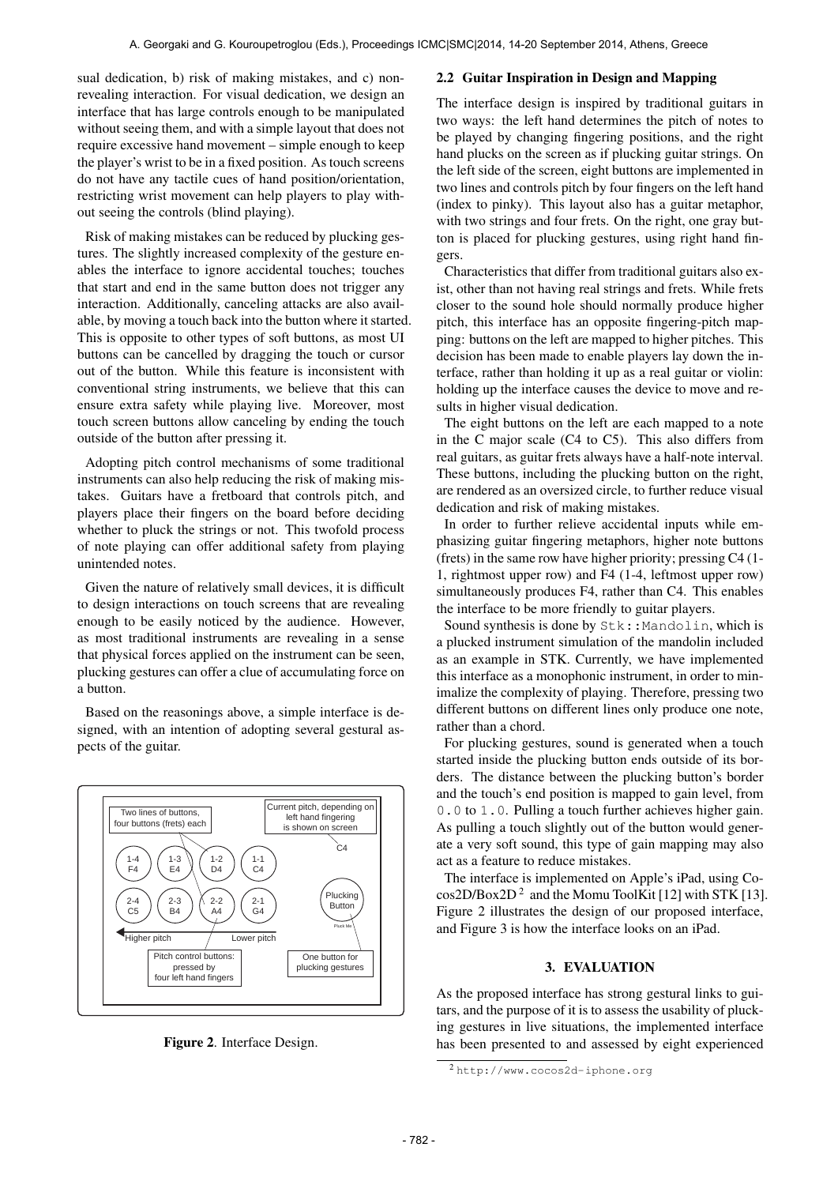sual dedication, b) risk of making mistakes, and c) non-revealing interaction. For visual dedication, we design an interface that has large controls enough to be manipulated without seeing them, and with a simple layout that does not require excessive hand movement – simple enough to keep the player's wrist to be in a fixed position. As touch screens do not have any tactile cues of hand position/orientation, restricting wrist movement can help players to play without seeing the controls (blind playing).

Risk of making mistakes can be reduced by plucking gestures. The slightly increased complexity of the gesture enables the interface to ignore accidental touches; touches that start and end in the same button does not trigger any interaction. Additionally, canceling attacks are also available, by moving a touch back into the button where it started. This is opposite to other types of soft buttons, as most UI buttons can be cancelled by dragging the touch or cursor out of the button. While this feature is inconsistent with conventional string instruments, we believe that this can ensure extra safety while playing live. Moreover, most touch screen buttons allow canceling by ending the touch outside of the button after pressing it.

Adopting pitch control mechanisms of some traditional instruments can also help reducing the risk of making mistakes. Guitars have a fretboard that controls pitch, and players place their fingers on the board before deciding whether to pluck the strings or not. This twofold process of note playing can offer additional safety from playing unintended notes.

Given the nature of relatively small devices, it is difficult to design interactions on touch screens that are revealing enough to be easily noticed by the audience. However, as most traditional instruments are revealing in a sense that physical forces applied on the instrument can be seen, plucking gestures can offer a clue of accumulating force on a button.

Based on the reasonings above, a simple interface is designed, with an intention of adopting several gestural aspects of the guitar.

**Figure 2**. Interface Design.

## 2.2 Guitar Inspiration in Design and Mapping

The interface design is inspired by traditional guitars in two ways: the left hand determines the pitch of notes to be played by changing fingering positions, and the right hand plucks on the screen as if plucking guitar strings. On the left side of the screen, eight buttons are implemented in two lines and controls pitch by four fingers on the left hand (index to pinky). This layout also has a guitar metaphor, with two strings and four frets. On the right, one gray button is placed for plucking gestures, using right hand fingers.

Characteristics that differ from traditional guitars also exist, other than not having real strings and frets. While frets closer to the sound hole should normally produce higher pitch, this interface has an opposite fingering-pitch mapping: buttons on the left are mapped to higher pitches. This decision has been made to enable players lay down the interface, rather than holding it up as a real guitar or violin: holding up the interface causes the device to move and results in higher visual dedication.

The eight buttons on the left are each mapped to a note in the C major scale (C4 to C5). This also differs from real guitars, as guitar frets always have a half-note interval. These buttons, including the plucking button on the right, are rendered as an oversized circle, to further reduce visual dedication and risk of making mistakes.

In order to further relieve accidental inputs while emphasizing guitar fingering metaphors, higher note buttons (frets) in the same row have higher priority; pressing C4 (1-1, rightmost upper row) and F4 (1-4, leftmost upper row) simultaneously produces F4, rather than C4. This enables the interface to be more friendly to guitar players.

Sound synthesis is done by `Stk::Mandolin`, which is a plucked instrument simulation of the mandolin included as an example in STK. Currently, we have implemented this interface as a monophonic instrument, in order to minimalize the complexity of playing. Therefore, pressing two different buttons on different lines only produce one note, rather than a chord.

For plucking gestures, sound is generated when a touch started inside the plucking button ends outside of its borders. The distance between the plucking button's border and the touch's end position is mapped to gain level, from `0.0` to `1.0`. Pulling a touch further achieves higher gain. As pulling a touch slightly out of the button would generate a very soft sound, this type of gain mapping may also act as a feature to reduce mistakes.

The interface is implemented on Apple's iPad, using Cocos2D/Box2D [2] and the Momu ToolKit [12] with STK [13]. Figure 2 illustrates the design of our proposed interface, and Figure 3 is how the interface looks on an iPad.

## 3. EVALUATION

As the proposed interface has strong gestural links to guitars, and the purpose of it is to assess the usability of plucking gestures in live situations, the implemented interface has been presented to and assessed by eight experienced

[2] http://www.cocos2d-iphone.org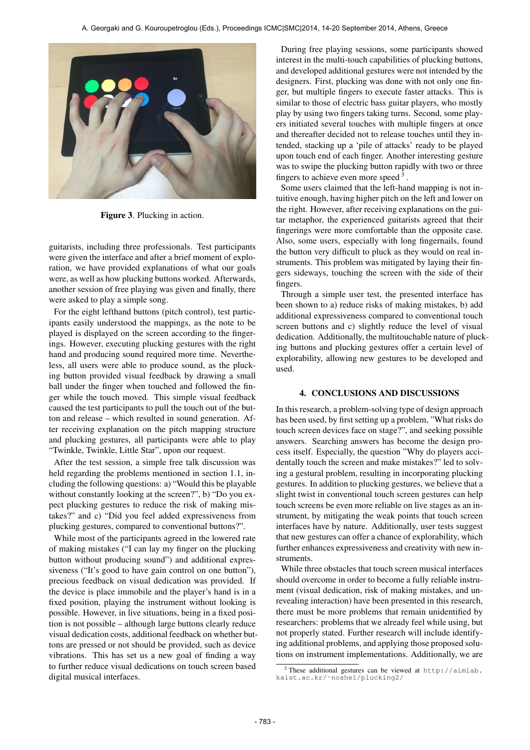Figure 3. Plucking in action.

guitarists, including three professionals. Test participants were given the interface and after a brief moment of exploration, we have provided explanations of what our goals were, as well as how plucking buttons worked. Afterwards, another session of free playing was given and finally, there were asked to play a simple song.

For the eight lefthand buttons (pitch control), test participants easily understood the mappings, as the note to be played is displayed on the screen according to the fingerings. However, executing plucking gestures with the right hand and producing sound required more time. Nevertheless, all users were able to produce sound, as the plucking button provided visual feedback by drawing a small ball under the finger when touched and followed the finger while the touch moved. This simple visual feedback caused the test participants to pull the touch out of the button and release – which resulted in sound generation. After receiving explanation on the pitch mapping structure and plucking gestures, all participants were able to play "Twinkle, Twinkle, Little Star", upon our request.

After the test session, a simple free talk discussion was held regarding the problems mentioned in section 1.1, including the following questions: a) "Would this be playable without constantly looking at the screen?", b) "Do you expect plucking gestures to reduce the risk of making mistakes?" and c) "Did you feel added expressiveness from plucking gestures, compared to conventional buttons?".

While most of the participants agreed in the lowered rate of making mistakes ("I can lay my finger on the plucking button without producing sound") and additional expressiveness ("It's good to have gain control on one button"), precious feedback on visual dedication was provided. If the device is place immobile and the player's hand is in a fixed position, playing the instrument without looking is possible. However, in live situations, being in a fixed position is not possible – although large buttons clearly reduce visual dedication costs, additional feedback on whether buttons are pressed or not should be provided, such as device vibrations. This has set us a new goal of finding a way to further reduce visual dedications on touch screen based digital musical interfaces.

During free playing sessions, some participants showed interest in the multi-touch capabilities of plucking buttons, and developed additional gestures were not intended by the designers. First, plucking was done with not only one finger, but multiple fingers to execute faster attacks. This is similar to those of electric bass guitar players, who mostly play by using two fingers taking turns. Second, some players initiated several touches with multiple fingers at once and thereafter decided not to release touches until they intended, stacking up a 'pile of attacks' ready to be played upon touch end of each finger. Another interesting gesture was to swipe the plucking button rapidly with two or three fingers to achieve even more speed [3] .

Some users claimed that the left-hand mapping is not intuitive enough, having higher pitch on the left and lower on the right. However, after receiving explanations on the guitar metaphor, the experienced guitarists agreed that their fingerings were more comfortable than the opposite case. Also, some users, especially with long fingernails, found the button very difficult to pluck as they would on real instruments. This problem was mitigated by laying their fingers sideways, touching the screen with the side of their fingers.

Through a simple user test, the presented interface has been shown to a) reduce risks of making mistakes, b) add additional expressiveness compared to conventional touch screen buttons and c) slightly reduce the level of visual dedication. Additionally, the multitouchable nature of plucking buttons and plucking gestures offer a certain level of explorability, allowing new gestures to be developed and used.

## 4. CONCLUSIONS AND DISCUSSIONS

In this research, a problem-solving type of design approach has been used, by first setting up a problem, "What risks do touch screen devices face on stage?", and seeking possible answers. Searching answers has become the design process itself. Especially, the question "Why do players accidentally touch the screen and make mistakes?" led to solving a gestural problem, resulting in incorporating plucking gestures. In addition to plucking gestures, we believe that a slight twist in conventional touch screen gestures can help touch screens be even more reliable on live stages as an instrument, by mitigating the weak points that touch screen interfaces have by nature. Additionally, user tests suggest that new gestures can offer a chance of explorability, which further enhances expressiveness and creativity with new instruments.

While three obstacles that touch screen musical interfaces should overcome in order to become a fully reliable instrument (visual dedication, risk of making mistakes, and unrevealing interaction) have been presented in this research, there must be more problems that remain unidentified by researchers: problems that we already feel while using, but not properly stated. Further research will include identifying additional problems, and applying those proposed solutions on instrument implementations. Additionally, we are

[3] These additional gestures can be viewed at http://aimlab.kaist.ac.kr/~noshel/plucking2/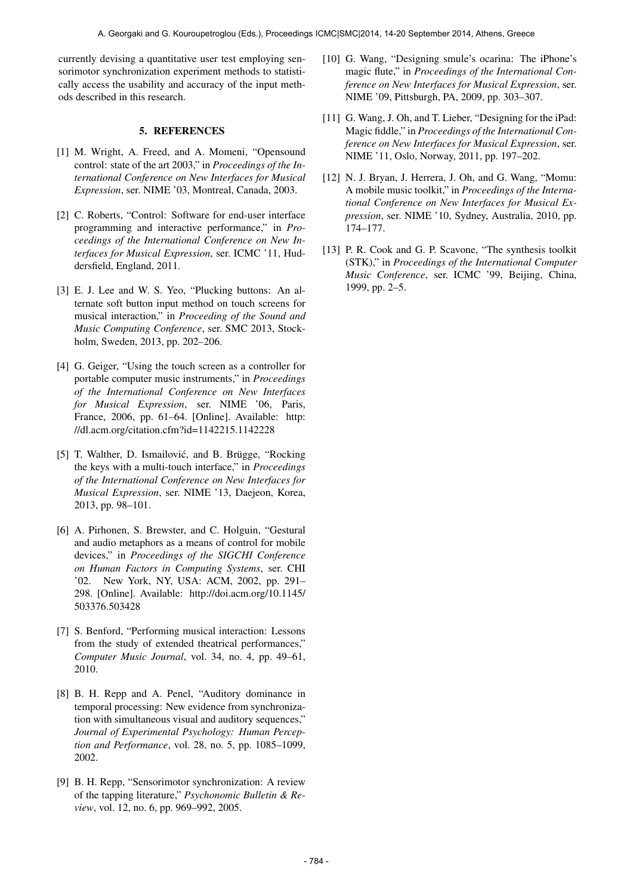currently devising a quantitative user test employing sensorimotor synchronization experiment methods to statistically access the usability and accuracy of the input methods described in this research.

## 5. REFERENCES

[1] M. Wright, A. Freed, and A. Momeni, "Opensound control: state of the art 2003," in *Proceedings of the International Conference on New Interfaces for Musical Expression*, ser. NIME '03, Montreal, Canada, 2003.

[2] C. Roberts, "Control: Software for end-user interface programming and interactive performance," in *Proceedings of the International Conference on New Interfaces for Musical Expression*, ser. ICMC '11, Huddersfield, England, 2011.

[3] E. J. Lee and W. S. Yeo, "Plucking buttons: An alternate soft button input method on touch screens for musical interaction," in *Proceeding of the Sound and Music Computing Conference*, ser. SMC 2013, Stockholm, Sweden, 2013, pp. 202–206.

[4] G. Geiger, "Using the touch screen as a controller for portable computer music instruments," in *Proceedings of the International Conference on New Interfaces for Musical Expression*, ser. NIME '06, Paris, France, 2006, pp. 61–64. [Online]. Available: http://dl.acm.org/citation.cfm?id=1142215.1142228

[5] T. Walther, D. Ismailović, and B. Brügge, "Rocking the keys with a multi-touch interface," in *Proceedings of the International Conference on New Interfaces for Musical Expression*, ser. NIME '13, Daejeon, Korea, 2013, pp. 98–101.

[6] A. Pirhonen, S. Brewster, and C. Holguin, "Gestural and audio metaphors as a means of control for mobile devices," in *Proceedings of the SIGCHI Conference on Human Factors in Computing Systems*, ser. CHI '02. New York, NY, USA: ACM, 2002, pp. 291–298. [Online]. Available: http://doi.acm.org/10.1145/503376.503428

[7] S. Benford, "Performing musical interaction: Lessons from the study of extended theatrical performances," *Computer Music Journal*, vol. 34, no. 4, pp. 49–61, 2010.

[8] B. H. Repp and A. Penel, "Auditory dominance in temporal processing: New evidence from synchronization with simultaneous visual and auditory sequences," *Journal of Experimental Psychology: Human Perception and Performance*, vol. 28, no. 5, pp. 1085–1099, 2002.

[9] B. H. Repp, "Sensorimotor synchronization: A review of the tapping literature," *Psychonomic Bulletin & Review*, vol. 12, no. 6, pp. 969–992, 2005.

[10] G. Wang, "Designing smule's ocarina: The iPhone's magic flute," in *Proceedings of the International Conference on New Interfaces for Musical Expression*, ser. NIME '09, Pittsburgh, PA, 2009, pp. 303–307.

[11] G. Wang, J. Oh, and T. Lieber, "Designing for the iPad: Magic fiddle," in *Proceedings of the International Conference on New Interfaces for Musical Expression*, ser. NIME '11, Oslo, Norway, 2011, pp. 197–202.

[12] N. J. Bryan, J. Herrera, J. Oh, and G. Wang, "Momu: A mobile music toolkit," in *Proceedings of the International Conference on New Interfaces for Musical Expression*, ser. NIME '10, Sydney, Australia, 2010, pp. 174–177.

[13] P. R. Cook and G. P. Scavone, "The synthesis toolkit (STK)," in *Proceedings of the International Computer Music Conference*, ser. ICMC '99, Beijing, China, 1999, pp. 2–5.